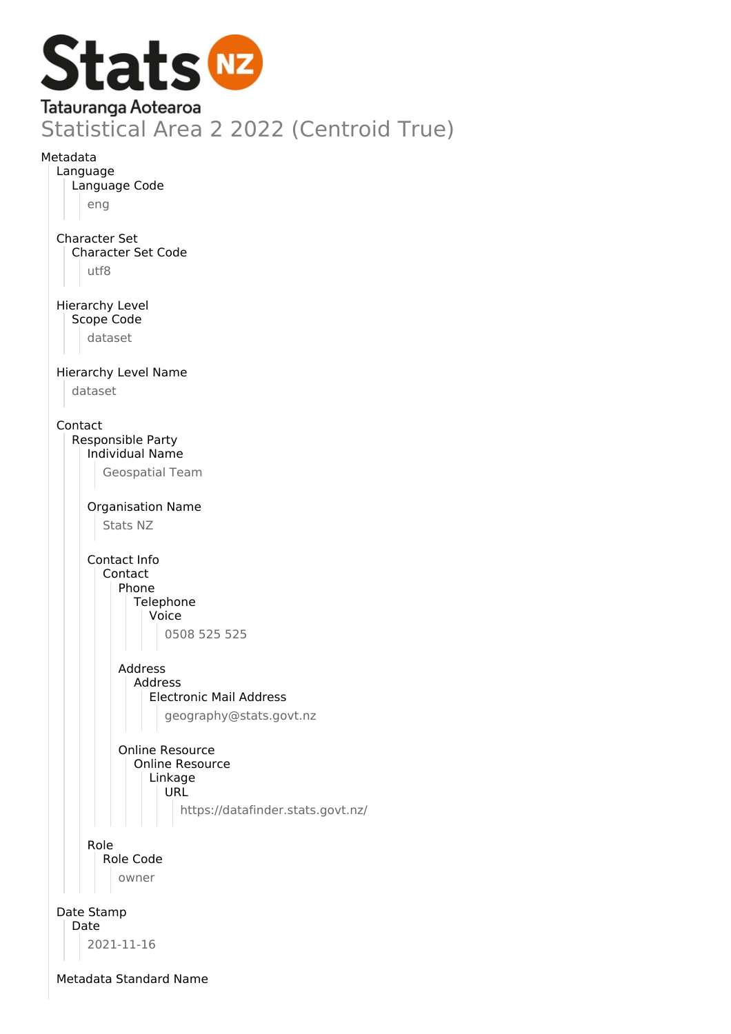Stats NZ

Tatauranga Aotearoa

# Statistical Area 2 2022 (Centroid True)

Metadata

- Language
  - Language Code
    - eng
- Character Set
  - Character Set Code
    - utf8
- Hierarchy Level
  - Scope Code
    - dataset
- Hierarchy Level Name
  - dataset
- Contact
  - Responsible Party
    - Individual Name
      - Geospatial Team
    - Organisation Name
      - Stats NZ
    - Contact Info
      - Contact
        - Phone
          - Telephone
            - Voice
              - 0508 525 525
        - Address
          - Address
            - Electronic Mail Address
              - geography@stats.govt.nz
        - Online Resource
          - Online Resource
            - Linkage
              - URL
                - https://datafinder.stats.govt.nz/
    - Role
      - Role Code
        - owner
- Date Stamp
  - Date
    - 2021-11-16
- Metadata Standard Name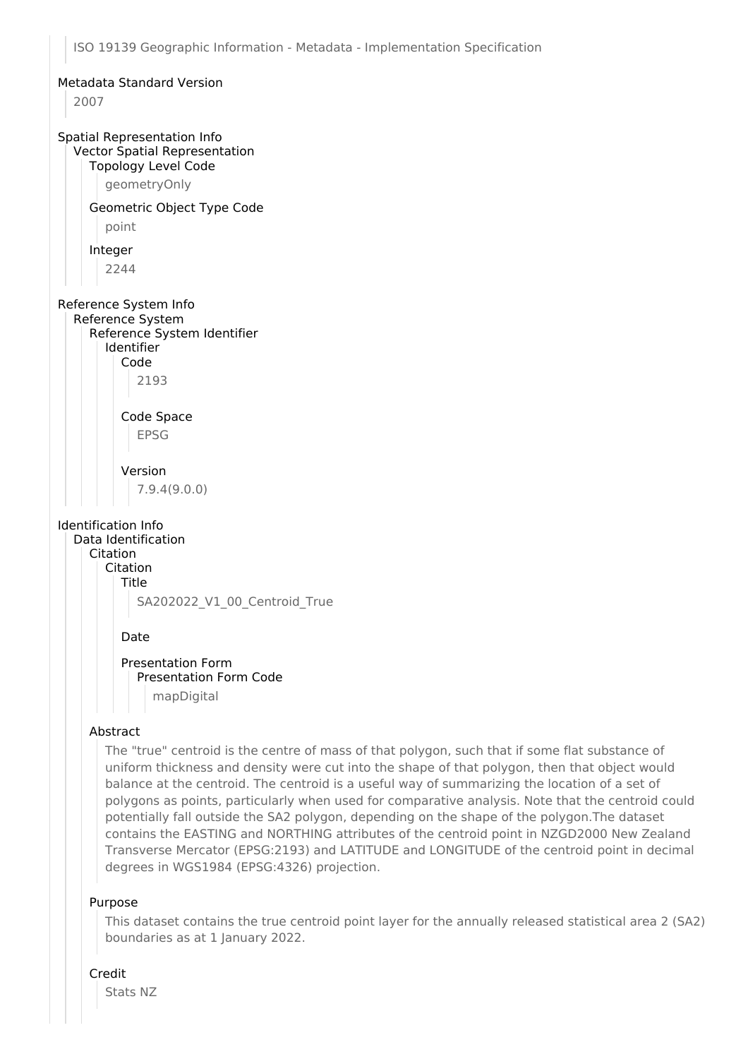ISO 19139 Geographic Information - Metadata - Implementation Specification

Metadata Standard Version

2007

Spatial Representation Info

Vector Spatial Representation

Topology Level Code

geometryOnly

Geometric Object Type Code

point

Integer

2244

Reference System Info

Reference System

Reference System Identifier

Identifier

Code

2193

Code Space

EPSG

Version

7.9.4(9.0.0)

Identification Info

Data Identification

Citation

Citation

Title

SA202022_V1_00_Centroid_True

Date

Presentation Form

Presentation Form Code

mapDigital

Abstract

The "true" centroid is the centre of mass of that polygon, such that if some flat substance of uniform thickness and density were cut into the shape of that polygon, then that object would balance at the centroid. The centroid is a useful way of summarizing the location of a set of polygons as points, particularly when used for comparative analysis. Note that the centroid could potentially fall outside the SA2 polygon, depending on the shape of the polygon.The dataset contains the EASTING and NORTHING attributes of the centroid point in NZGD2000 New Zealand Transverse Mercator (EPSG:2193) and LATITUDE and LONGITUDE of the centroid point in decimal degrees in WGS1984 (EPSG:4326) projection.

Purpose

This dataset contains the true centroid point layer for the annually released statistical area 2 (SA2) boundaries as at 1 January 2022.

Credit

Stats NZ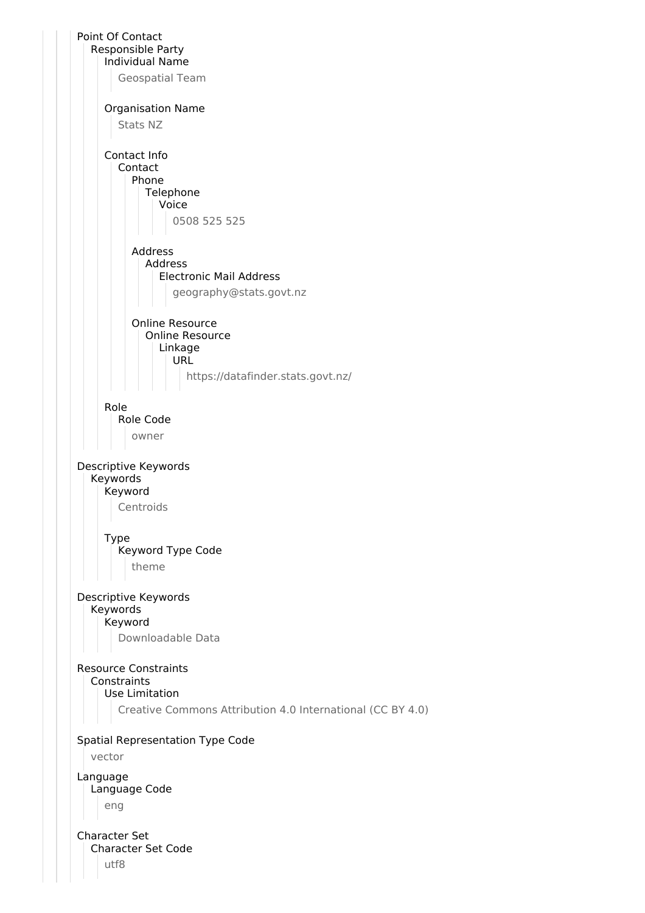- Point Of Contact
  - Responsible Party
    - Individual Name
      - Geospatial Team
    - Organisation Name
      - Stats NZ
    - Contact Info
      - Contact
        - Phone
          - Telephone
            - Voice
              - 0508 525 525
        - Address
          - Address
            - Electronic Mail Address
              - geography@stats.govt.nz
        - Online Resource
          - Online Resource
            - Linkage
              - URL
                - https://datafinder.stats.govt.nz/
    - Role
      - Role Code
        - owner
- Descriptive Keywords
  - Keywords
    - Keyword
      - Centroids
    - Type
      - Keyword Type Code
        - theme
- Descriptive Keywords
  - Keywords
    - Keyword
      - Downloadable Data
- Resource Constraints
  - Constraints
    - Use Limitation
      - Creative Commons Attribution 4.0 International (CC BY 4.0)
- Spatial Representation Type Code
  - vector
- Language
  - Language Code
    - eng
- Character Set
  - Character Set Code
    - utf8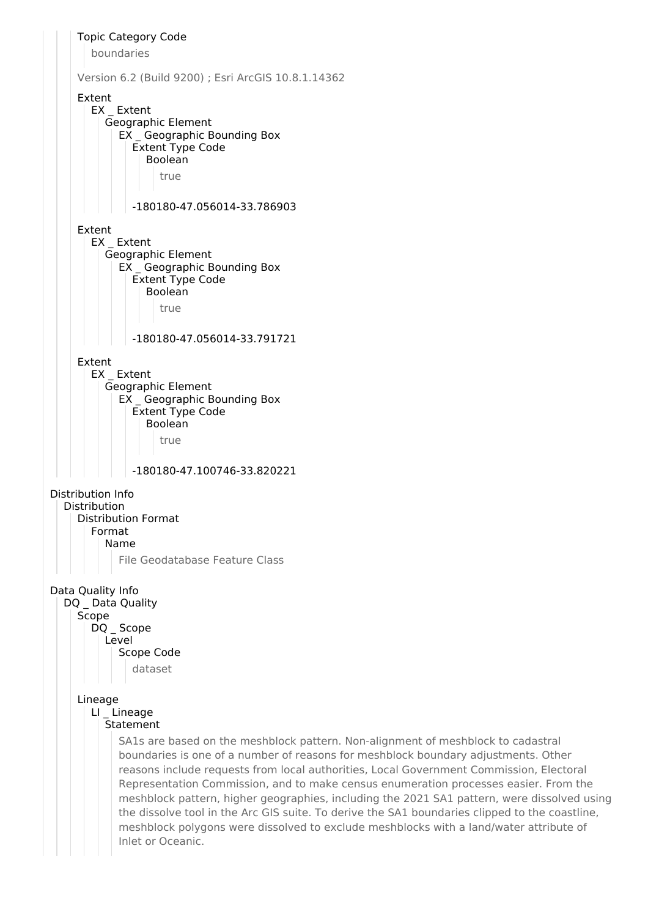Topic Category Code

boundaries

Version 6.2 (Build 9200) ; Esri ArcGIS 10.8.1.14362

Extent
EX _ Extent
Geographic Element
EX _ Geographic Bounding Box
Extent Type Code
Boolean

true

-180180-47.056014-33.786903

Extent
EX _ Extent
Geographic Element
EX _ Geographic Bounding Box
Extent Type Code
Boolean

true

-180180-47.056014-33.791721

Extent
EX _ Extent
Geographic Element
EX _ Geographic Bounding Box
Extent Type Code
Boolean

true

-180180-47.100746-33.820221

Distribution Info
Distribution
Distribution Format
Format
Name

File Geodatabase Feature Class

Data Quality Info
DQ _ Data Quality
Scope
DQ _ Scope
Level
Scope Code

dataset

Lineage
LI _ Lineage
Statement

SA1s are based on the meshblock pattern. Non-alignment of meshblock to cadastral boundaries is one of a number of reasons for meshblock boundary adjustments. Other reasons include requests from local authorities, Local Government Commission, Electoral Representation Commission, and to make census enumeration processes easier. From the meshblock pattern, higher geographies, including the 2021 SA1 pattern, were dissolved using the dissolve tool in the Arc GIS suite. To derive the SA1 boundaries clipped to the coastline, meshblock polygons were dissolved to exclude meshblocks with a land/water attribute of Inlet or Oceanic.